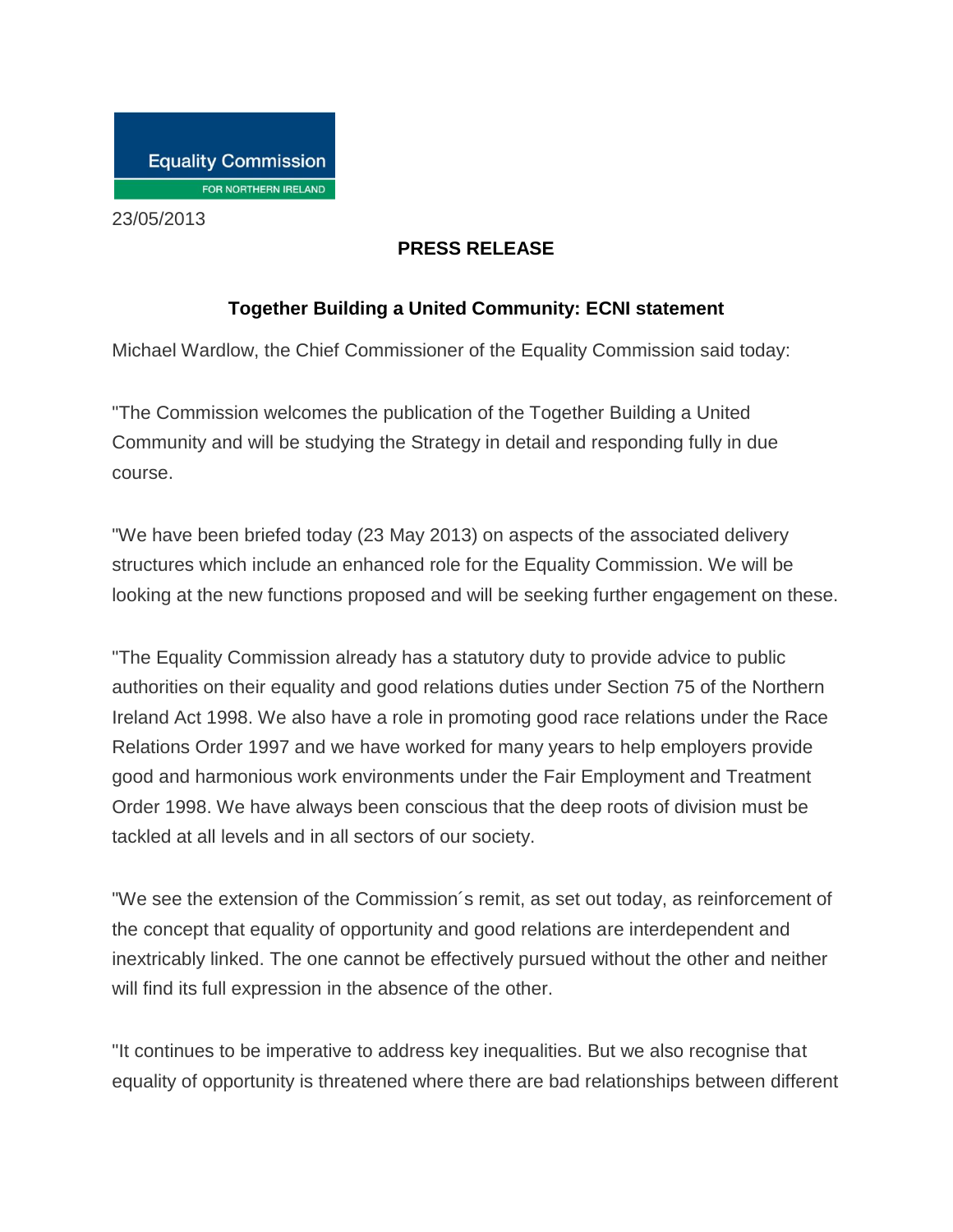Equality Commission

FOR NORTHERN IRELAND

23/05/2013

**PRESS RELEASE**

**Together Building a United Community: ECNI statement**

Michael Wardlow, the Chief Commissioner of the Equality Commission said today:

"The Commission welcomes the publication of the Together Building a United Community and will be studying the Strategy in detail and responding fully in due course.

"We have been briefed today (23 May 2013) on aspects of the associated delivery structures which include an enhanced role for the Equality Commission. We will be looking at the new functions proposed and will be seeking further engagement on these.

"The Equality Commission already has a statutory duty to provide advice to public authorities on their equality and good relations duties under Section 75 of the Northern Ireland Act 1998. We also have a role in promoting good race relations under the Race Relations Order 1997 and we have worked for many years to help employers provide good and harmonious work environments under the Fair Employment and Treatment Order 1998. We have always been conscious that the deep roots of division must be tackled at all levels and in all sectors of our society.

"We see the extension of the Commission´s remit, as set out today, as reinforcement of the concept that equality of opportunity and good relations are interdependent and inextricably linked. The one cannot be effectively pursued without the other and neither will find its full expression in the absence of the other.

"It continues to be imperative to address key inequalities. But we also recognise that equality of opportunity is threatened where there are bad relationships between different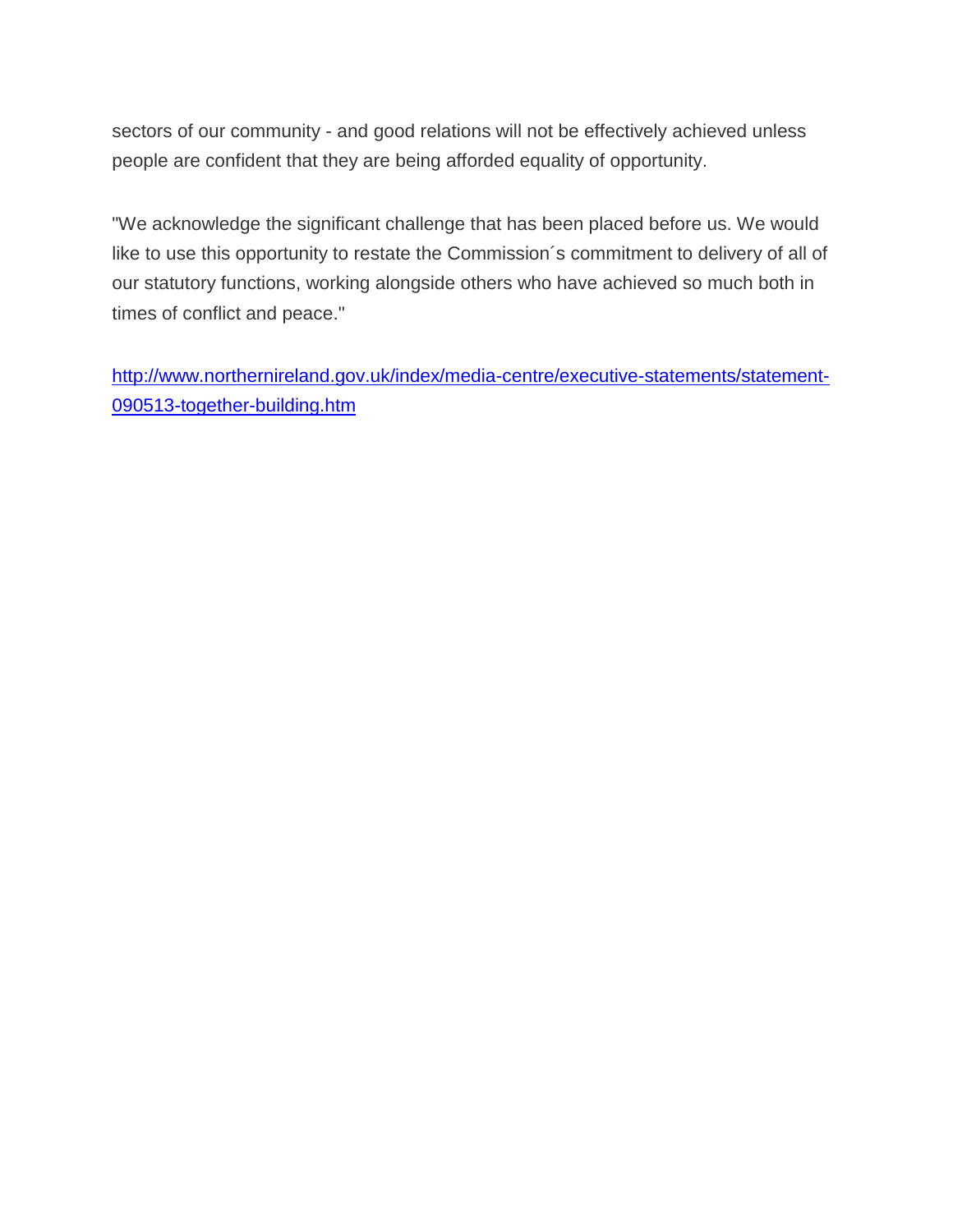sectors of our community - and good relations will not be effectively achieved unless people are confident that they are being afforded equality of opportunity.

"We acknowledge the significant challenge that has been placed before us. We would like to use this opportunity to restate the Commission´s commitment to delivery of all of our statutory functions, working alongside others who have achieved so much both in times of conflict and peace."

[http://www.northernireland.gov.uk/index/media-centre/executive-statements/statement-090513-together-building.htm](http://www.northernireland.gov.uk/index/media-centre/executive-statements/statement-090513-together-building.htm)